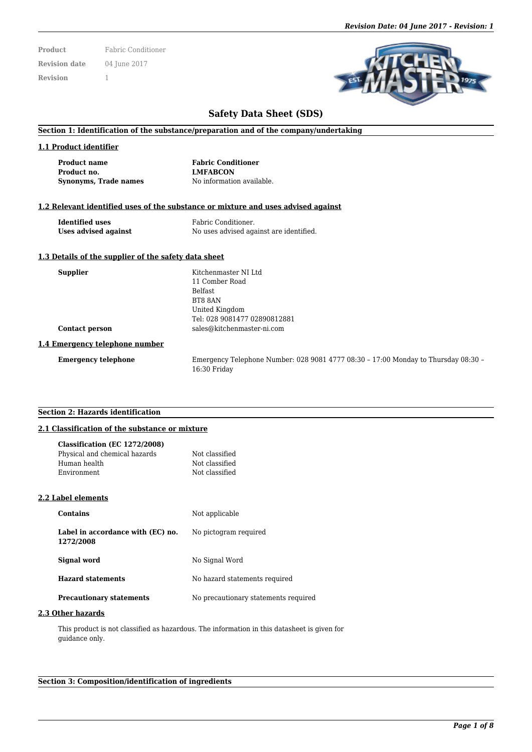| | |
|---|---|
| **Product** | Fabric Conditioner |
| **Revision date** | 04 June 2017 |
| **Revision** | 1 |

# Safety Data Sheet (SDS)

## Section 1: Identification of the substance/preparation and of the company/undertaking

### 1.1 Product identifier

| | |
|---|---|
| **Product name** | **Fabric Conditioner** |
| **Product no.** | **LMFABCON** |
| **Synonyms, Trade names** | No information available. |

### 1.2 Relevant identified uses of the substance or mixture and uses advised against

| | |
|---|---|
| **Identified uses** | Fabric Conditioner. |
| **Uses advised against** | No uses advised against are identified. |

### 1.3 Details of the supplier of the safety data sheet

| | |
|---|---|
| **Supplier** | Kitchenmaster NI Ltd<br>11 Comber Road<br>Belfast<br>BT8 8AN<br>United Kingdom<br>Tel: 028 9081477 02890812881 |
| **Contact person** | sales@kitchenmaster-ni.com |

### 1.4 Emergency telephone number

| | |
|---|---|
| **Emergency telephone** | Emergency Telephone Number: 028 9081 4777 08:30 – 17:00 Monday to Thursday 08:30 – 16:30 Friday |

## Section 2: Hazards identification

### 2.1 Classification of the substance or mixture

**Classification (EC 1272/2008)**

| | |
|---|---|
| Physical and chemical hazards | Not classified |
| Human health | Not classified |
| Environment | Not classified |

### 2.2 Label elements

| | |
|---|---|
| **Contains** | Not applicable |
| **Label in accordance with (EC) no. 1272/2008** | No pictogram required |
| **Signal word** | No Signal Word |
| **Hazard statements** | No hazard statements required |
| **Precautionary statements** | No precautionary statements required |

### 2.3 Other hazards

This product is not classified as hazardous. The information in this datasheet is given for guidance only.

## Section 3: Composition/identification of ingredients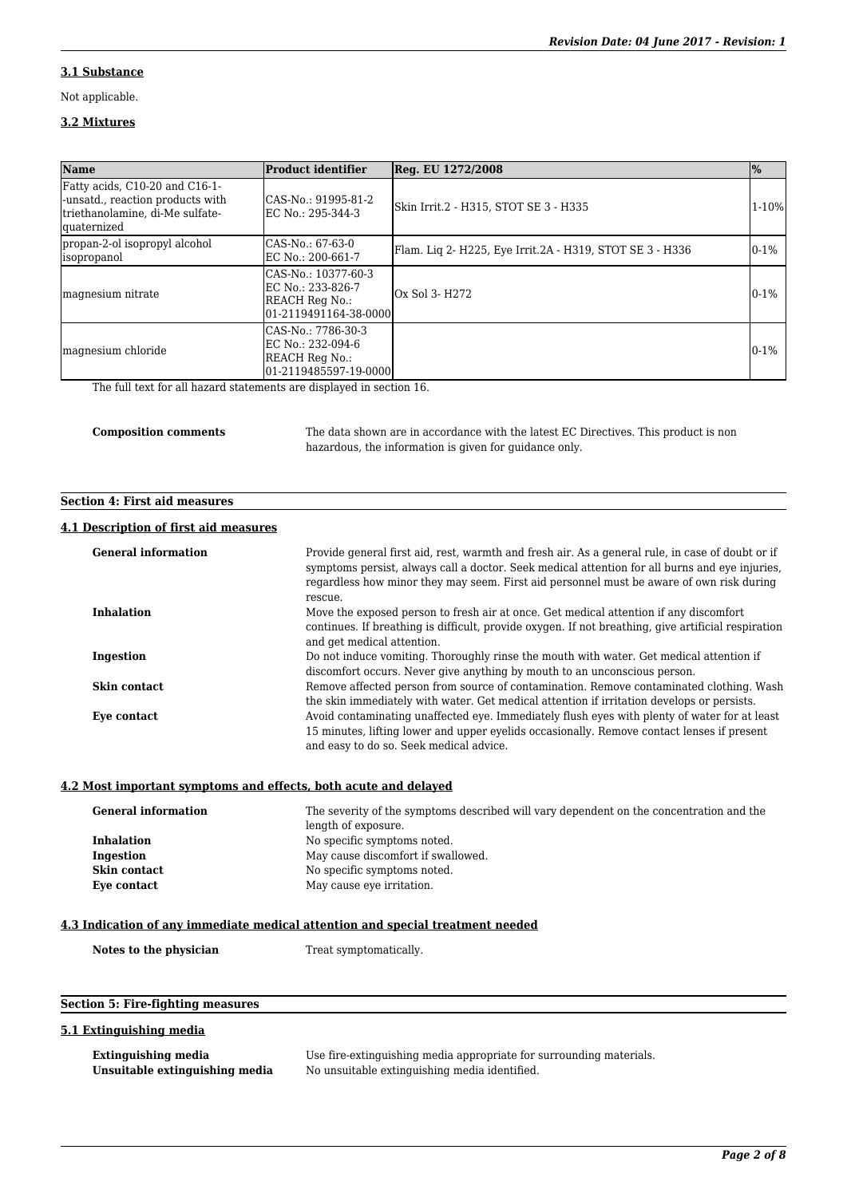### 3.1 Substance

Not applicable.

### 3.2 Mixtures

| Name | Product identifier | Reg. EU 1272/2008 | % |
|---|---|---|---|
| Fatty acids, C10-20 and C16-1- -unsatd., reaction products with triethanolamine, di-Me sulfate-quaternized | CAS-No.: 91995-81-2<br>EC No.: 295-344-3 | Skin Irrit.2 - H315, STOT SE 3 - H335 | 1-10% |
| propan-2-ol isopropyl alcohol isopropanol | CAS-No.: 67-63-0<br>EC No.: 200-661-7 | Flam. Liq 2- H225, Eye Irrit.2A - H319, STOT SE 3 - H336 | 0-1% |
| magnesium nitrate | CAS-No.: 10377-60-3<br>EC No.: 233-826-7<br>REACH Reg No.: 01-2119491164-38-0000 | Ox Sol 3- H272 | 0-1% |
| magnesium chloride | CAS-No.: 7786-30-3<br>EC No.: 232-094-6<br>REACH Reg No.: 01-2119485597-19-0000 | | 0-1% |

The full text for all hazard statements are displayed in section 16.

**Composition comments** The data shown are in accordance with the latest EC Directives. This product is non hazardous, the information is given for guidance only.

## Section 4: First aid measures

### 4.1 Description of first aid measures

**General information** Provide general first aid, rest, warmth and fresh air. As a general rule, in case of doubt or if symptoms persist, always call a doctor. Seek medical attention for all burns and eye injuries, regardless how minor they may seem. First aid personnel must be aware of own risk during rescue.

**Inhalation** Move the exposed person to fresh air at once. Get medical attention if any discomfort continues. If breathing is difficult, provide oxygen. If not breathing, give artificial respiration and get medical attention.

**Ingestion** Do not induce vomiting. Thoroughly rinse the mouth with water. Get medical attention if discomfort occurs. Never give anything by mouth to an unconscious person.

**Skin contact** Remove affected person from source of contamination. Remove contaminated clothing. Wash the skin immediately with water. Get medical attention if irritation develops or persists.

**Eye contact** Avoid contaminating unaffected eye. Immediately flush eyes with plenty of water for at least 15 minutes, lifting lower and upper eyelids occasionally. Remove contact lenses if present and easy to do so. Seek medical advice.

### 4.2 Most important symptoms and effects, both acute and delayed

**General information** The severity of the symptoms described will vary dependent on the concentration and the length of exposure.

**Inhalation** No specific symptoms noted.

**Ingestion** May cause discomfort if swallowed.

**Skin contact** No specific symptoms noted.

**Eye contact** May cause eye irritation.

### 4.3 Indication of any immediate medical attention and special treatment needed

**Notes to the physician** Treat symptomatically.

## Section 5: Fire-fighting measures

### 5.1 Extinguishing media

**Extinguishing media** Use fire-extinguishing media appropriate for surrounding materials.

**Unsuitable extinguishing media** No unsuitable extinguishing media identified.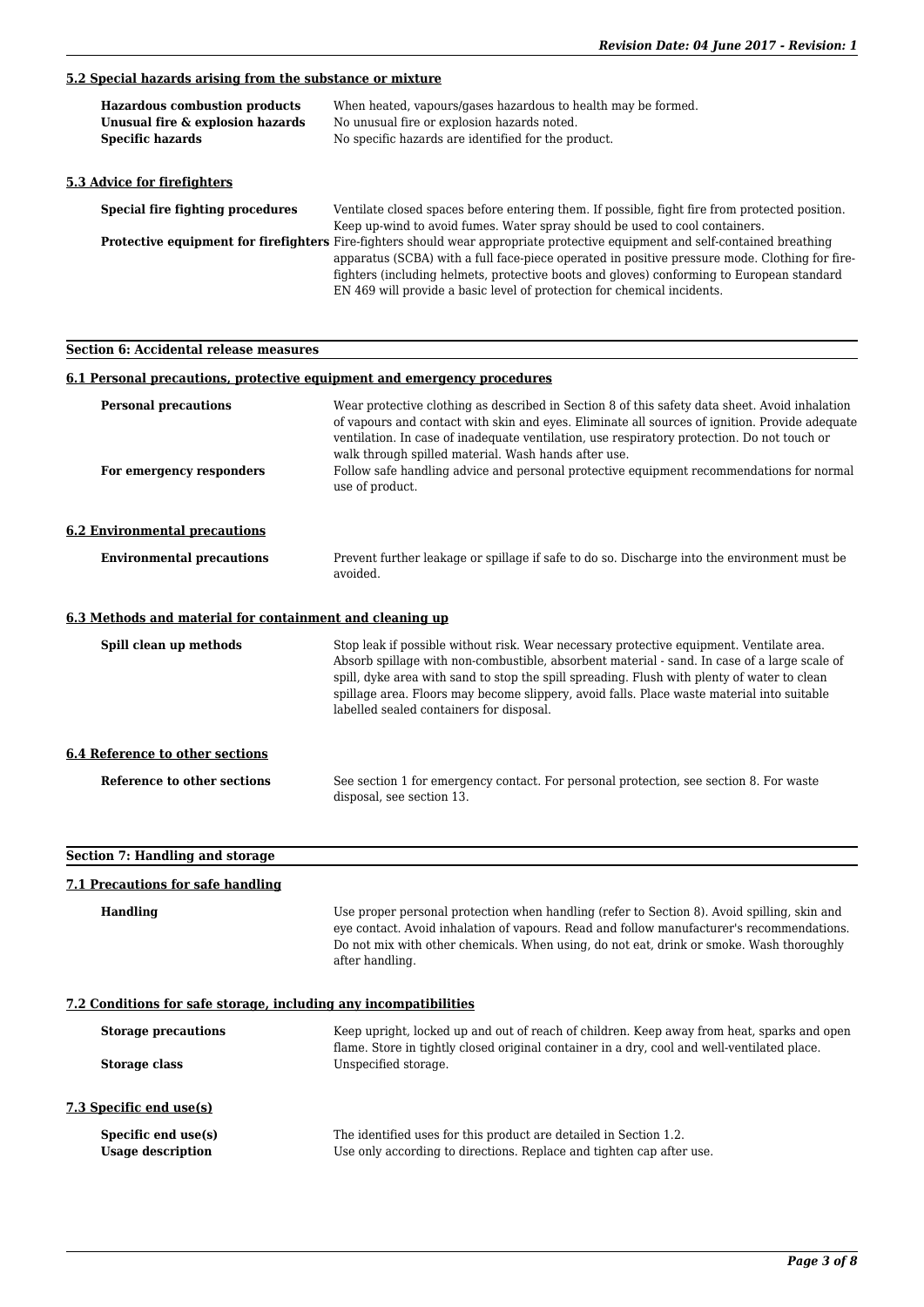#### 5.2 Special hazards arising from the substance or mixture

**Hazardous combustion products** When heated, vapours/gases hazardous to health may be formed.

**Unusual fire & explosion hazards** No unusual fire or explosion hazards noted.

**Specific hazards** No specific hazards are identified for the product.

#### 5.3 Advice for firefighters

**Special fire fighting procedures** Ventilate closed spaces before entering them. If possible, fight fire from protected position. Keep up-wind to avoid fumes. Water spray should be used to cool containers.

**Protective equipment for firefighters** Fire-fighters should wear appropriate protective equipment and self-contained breathing apparatus (SCBA) with a full face-piece operated in positive pressure mode. Clothing for fire-fighters (including helmets, protective boots and gloves) conforming to European standard EN 469 will provide a basic level of protection for chemical incidents.

### Section 6: Accidental release measures

#### 6.1 Personal precautions, protective equipment and emergency procedures

**Personal precautions** Wear protective clothing as described in Section 8 of this safety data sheet. Avoid inhalation of vapours and contact with skin and eyes. Eliminate all sources of ignition. Provide adequate ventilation. In case of inadequate ventilation, use respiratory protection. Do not touch or walk through spilled material. Wash hands after use.

**For emergency responders** Follow safe handling advice and personal protective equipment recommendations for normal use of product.

#### 6.2 Environmental precautions

**Environmental precautions** Prevent further leakage or spillage if safe to do so. Discharge into the environment must be avoided.

#### 6.3 Methods and material for containment and cleaning up

**Spill clean up methods** Stop leak if possible without risk. Wear necessary protective equipment. Ventilate area. Absorb spillage with non-combustible, absorbent material - sand. In case of a large scale of spill, dyke area with sand to stop the spill spreading. Flush with plenty of water to clean spillage area. Floors may become slippery, avoid falls. Place waste material into suitable labelled sealed containers for disposal.

#### 6.4 Reference to other sections

**Reference to other sections** See section 1 for emergency contact. For personal protection, see section 8. For waste disposal, see section 13.

### Section 7: Handling and storage

#### 7.1 Precautions for safe handling

**Handling** Use proper personal protection when handling (refer to Section 8). Avoid spilling, skin and eye contact. Avoid inhalation of vapours. Read and follow manufacturer's recommendations. Do not mix with other chemicals. When using, do not eat, drink or smoke. Wash thoroughly after handling.

#### 7.2 Conditions for safe storage, including any incompatibilities

**Storage precautions** Keep upright, locked up and out of reach of children. Keep away from heat, sparks and open flame. Store in tightly closed original container in a dry, cool and well-ventilated place.

**Storage class** Unspecified storage.

#### 7.3 Specific end use(s)

**Specific end use(s)** The identified uses for this product are detailed in Section 1.2.

**Usage description** Use only according to directions. Replace and tighten cap after use.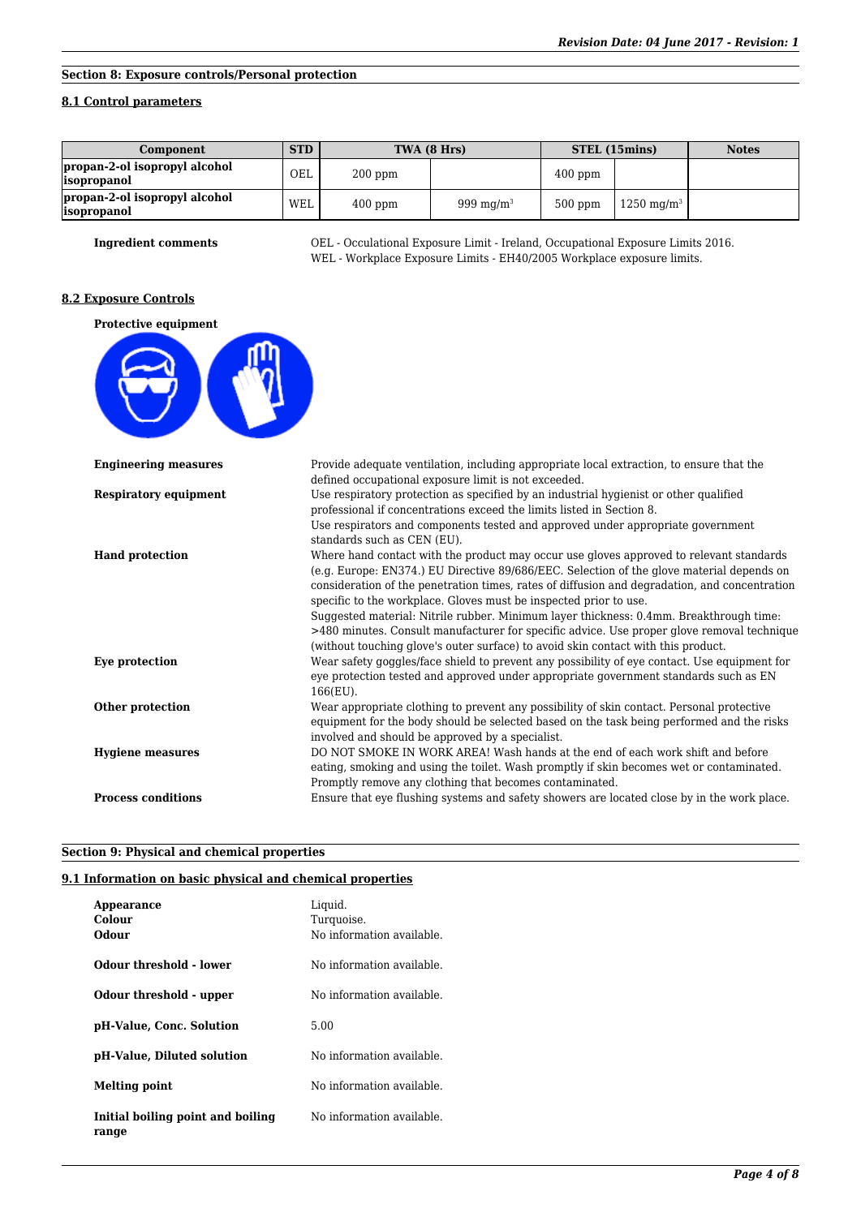## Section 8: Exposure controls/Personal protection

### 8.1 Control parameters

| Component | STD | TWA (8 Hrs) | | STEL (15mins) | | Notes |
|---|---|---|---|---|---|---|
| propan-2-ol isopropyl alcohol isopropanol | OEL | 200 ppm | | 400 ppm | | |
| propan-2-ol isopropyl alcohol isopropanol | WEL | 400 ppm | 999 $mg/m^3$ | 500 ppm | 1250 $mg/m^3$ | |

**Ingredient comments**
OEL - Occulational Exposure Limit - Ireland, Occupational Exposure Limits 2016.
WEL - Workplace Exposure Limits - EH40/2005 Workplace exposure limits.

### 8.2 Exposure Controls

**Protective equipment**

**Engineering measures**
Provide adequate ventilation, including appropriate local extraction, to ensure that the defined occupational exposure limit is not exceeded.

**Respiratory equipment**
Use respiratory protection as specified by an industrial hygienist or other qualified professional if concentrations exceed the limits listed in Section 8.
Use respirators and components tested and approved under appropriate government standards such as CEN (EU).

**Hand protection**
Where hand contact with the product may occur use gloves approved to relevant standards (e.g. Europe: EN374.) EU Directive 89/686/EEC. Selection of the glove material depends on consideration of the penetration times, rates of diffusion and degradation, and concentration specific to the workplace. Gloves must be inspected prior to use.
Suggested material: Nitrile rubber. Minimum layer thickness: 0.4mm. Breakthrough time: >480 minutes. Consult manufacturer for specific advice. Use proper glove removal technique (without touching glove's outer surface) to avoid skin contact with this product.

**Eye protection**
Wear safety goggles/face shield to prevent any possibility of eye contact. Use equipment for eye protection tested and approved under appropriate government standards such as EN 166(EU).

**Other protection**
Wear appropriate clothing to prevent any possibility of skin contact. Personal protective equipment for the body should be selected based on the task being performed and the risks involved and should be approved by a specialist.

**Hygiene measures**
DO NOT SMOKE IN WORK AREA! Wash hands at the end of each work shift and before eating, smoking and using the toilet. Wash promptly if skin becomes wet or contaminated. Promptly remove any clothing that becomes contaminated.

**Process conditions**
Ensure that eye flushing systems and safety showers are located close by in the work place.

## Section 9: Physical and chemical properties

### 9.1 Information on basic physical and chemical properties

| Property | Value |
|---|---|
| **Appearance** | Liquid. |
| **Colour** | Turquoise. |
| **Odour** | No information available. |
| **Odour threshold - lower** | No information available. |
| **Odour threshold - upper** | No information available. |
| **pH-Value, Conc. Solution** | 5.00 |
| **pH-Value, Diluted solution** | No information available. |
| **Melting point** | No information available. |
| **Initial boiling point and boiling range** | No information available. |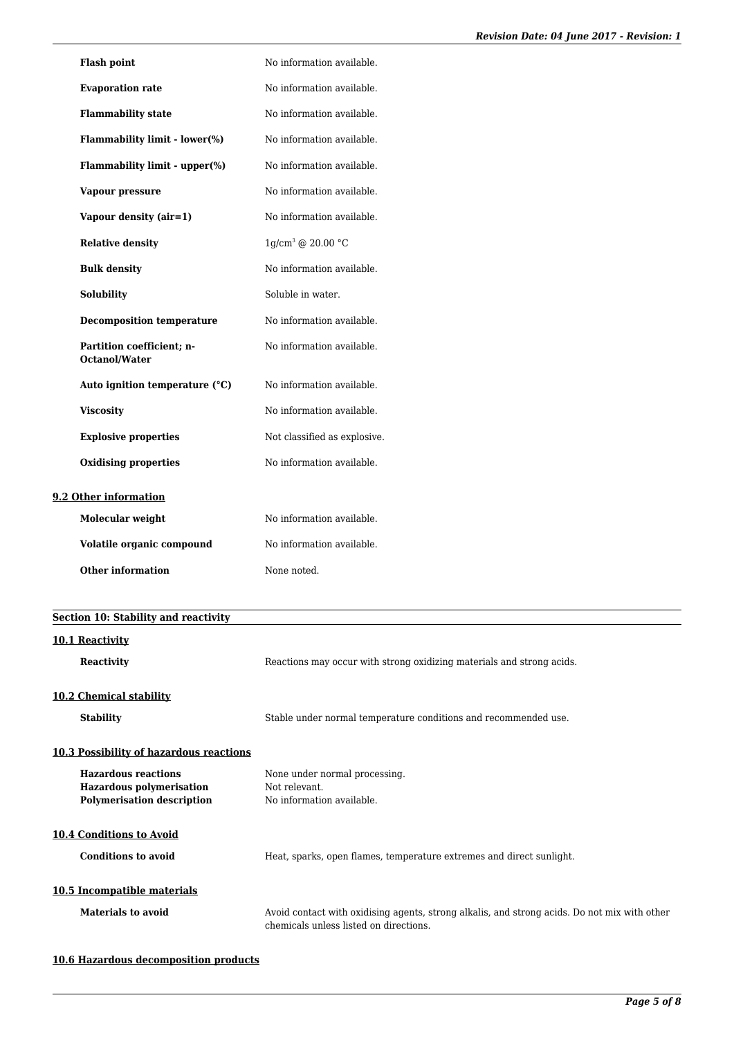| | |
|---|---|
| **Flash point** | No information available. |
| **Evaporation rate** | No information available. |
| **Flammability state** | No information available. |
| **Flammability limit - lower(%)** | No information available. |
| **Flammability limit - upper(%)** | No information available. |
| **Vapour pressure** | No information available. |
| **Vapour density (air=1)** | No information available. |
| **Relative density** | $1g/cm^3$ @ 20.00 °C |
| **Bulk density** | No information available. |
| **Solubility** | Soluble in water. |
| **Decomposition temperature** | No information available. |
| **Partition coefficient; n-Octanol/Water** | No information available. |
| **Auto ignition temperature (°C)** | No information available. |
| **Viscosity** | No information available. |
| **Explosive properties** | Not classified as explosive. |
| **Oxidising properties** | No information available. |

### 9.2 Other information

| | |
|---|---|
| **Molecular weight** | No information available. |
| **Volatile organic compound** | No information available. |
| **Other information** | None noted. |

## Section 10: Stability and reactivity

### 10.1 Reactivity

**Reactivity** Reactions may occur with strong oxidizing materials and strong acids.

### 10.2 Chemical stability

**Stability** Stable under normal temperature conditions and recommended use.

### 10.3 Possibility of hazardous reactions

| | |
|---|---|
| **Hazardous reactions** | None under normal processing. |
| **Hazardous polymerisation** | Not relevant. |
| **Polymerisation description** | No information available. |

### 10.4 Conditions to Avoid

**Conditions to avoid** Heat, sparks, open flames, temperature extremes and direct sunlight.

### 10.5 Incompatible materials

**Materials to avoid** Avoid contact with oxidising agents, strong alkalis, and strong acids. Do not mix with other chemicals unless listed on directions.

### 10.6 Hazardous decomposition products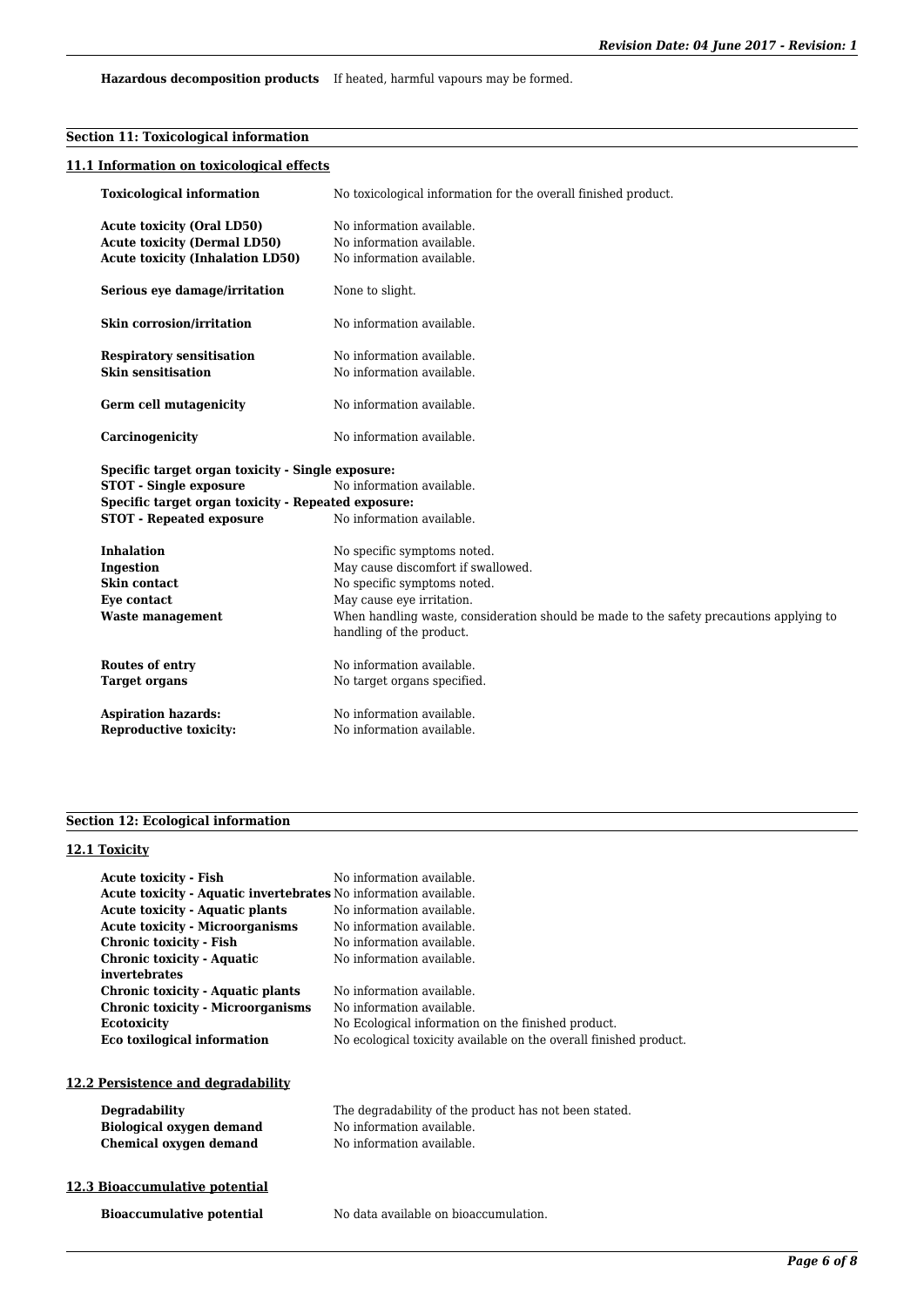**Hazardous decomposition products** If heated, harmful vapours may be formed.

## Section 11: Toxicological information

### 11.1 Information on toxicological effects

| | |
|---|---|
| **Toxicological information** | No toxicological information for the overall finished product. |
| **Acute toxicity (Oral LD50)** | No information available. |
| **Acute toxicity (Dermal LD50)** | No information available. |
| **Acute toxicity (Inhalation LD50)** | No information available. |
| **Serious eye damage/irritation** | None to slight. |
| **Skin corrosion/irritation** | No information available. |
| **Respiratory sensitisation** | No information available. |
| **Skin sensitisation** | No information available. |
| **Germ cell mutagenicity** | No information available. |
| **Carcinogenicity** | No information available. |

**Specific target organ toxicity - Single exposure:**

| | |
|---|---|
| **STOT - Single exposure** | No information available. |

**Specific target organ toxicity - Repeated exposure:**

| | |
|---|---|
| **STOT - Repeated exposure** | No information available. |
| **Inhalation** | No specific symptoms noted. |
| **Ingestion** | May cause discomfort if swallowed. |
| **Skin contact** | No specific symptoms noted. |
| **Eye contact** | May cause eye irritation. |
| **Waste management** | When handling waste, consideration should be made to the safety precautions applying to handling of the product. |
| **Routes of entry** | No information available. |
| **Target organs** | No target organs specified. |
| **Aspiration hazards:** | No information available. |
| **Reproductive toxicity:** | No information available. |

## Section 12: Ecological information

### 12.1 Toxicity

| | |
|---|---|
| **Acute toxicity - Fish** | No information available. |
| **Acute toxicity - Aquatic invertebrates** | No information available. |
| **Acute toxicity - Aquatic plants** | No information available. |
| **Acute toxicity - Microorganisms** | No information available. |
| **Chronic toxicity - Fish** | No information available. |
| **Chronic toxicity - Aquatic invertebrates** | No information available. |
| **Chronic toxicity - Aquatic plants** | No information available. |
| **Chronic toxicity - Microorganisms** | No information available. |
| **Ecotoxicity** | No Ecological information on the finished product. |
| **Eco toxilogical information** | No ecological toxicity available on the overall finished product. |

### 12.2 Persistence and degradability

| | |
|---|---|
| **Degradability** | The degradability of the product has not been stated. |
| **Biological oxygen demand** | No information available. |
| **Chemical oxygen demand** | No information available. |

### 12.3 Bioaccumulative potential

| | |
|---|---|
| **Bioaccumulative potential** | No data available on bioaccumulation. |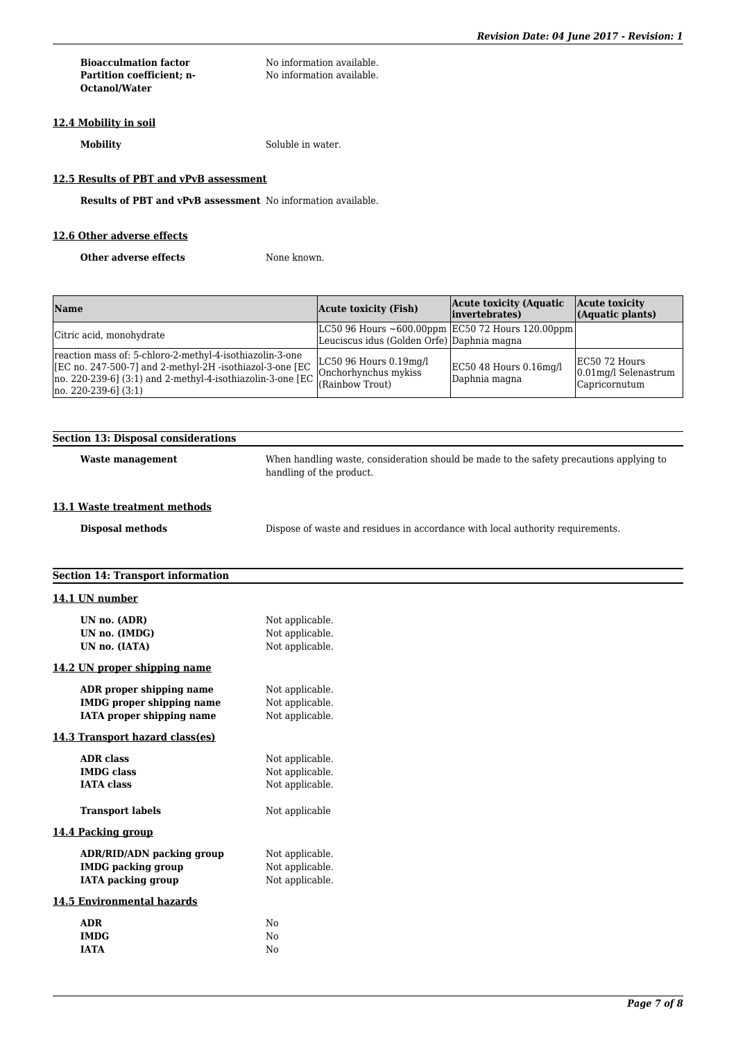**Bioacculmation factor** No information available.

**Partition coefficient; n-Octanol/Water** No information available.

### 12.4 Mobility in soil

**Mobility** Soluble in water.

### 12.5 Results of PBT and vPvB assessment

**Results of PBT and vPvB assessment** No information available.

### 12.6 Other adverse effects

**Other adverse effects** None known.

| Name | Acute toxicity (Fish) | Acute toxicity (Aquatic invertebrates) | Acute toxicity (Aquatic plants) |
|---|---|---|---|
| Citric acid, monohydrate | LC50 96 Hours ~600.00ppm Leuciscus idus (Golden Orfe) | EC50 72 Hours 120.00ppm Daphnia magna | |
| reaction mass of: 5-chloro-2-methyl-4-isothiazolin-3-one [EC no. 247-500-7] and 2-methyl-2H -isothiazol-3-one [EC no. 220-239-6] (3:1) and 2-methyl-4-isothiazolin-3-one [EC no. 220-239-6] (3:1) | LC50 96 Hours 0.19mg/l Onchorhynchus mykiss (Rainbow Trout) | EC50 48 Hours 0.16mg/l Daphnia magna | EC50 72 Hours 0.01mg/l Selenastrum Capricornutum |

## Section 13: Disposal considerations

**Waste management** When handling waste, consideration should be made to the safety precautions applying to handling of the product.

### 13.1 Waste treatment methods

**Disposal methods** Dispose of waste and residues in accordance with local authority requirements.

## Section 14: Transport information

### 14.1 UN number

**UN no. (ADR)** Not applicable.
**UN no. (IMDG)** Not applicable.
**UN no. (IATA)** Not applicable.

### 14.2 UN proper shipping name

**ADR proper shipping name** Not applicable.
**IMDG proper shipping name** Not applicable.
**IATA proper shipping name** Not applicable.

### 14.3 Transport hazard class(es)

**ADR class** Not applicable.
**IMDG class** Not applicable.
**IATA class** Not applicable.

**Transport labels** Not applicable

### 14.4 Packing group

**ADR/RID/ADN packing group** Not applicable.
**IMDG packing group** Not applicable.
**IATA packing group** Not applicable.

### 14.5 Environmental hazards

**ADR** No
**IMDG** No
**IATA** No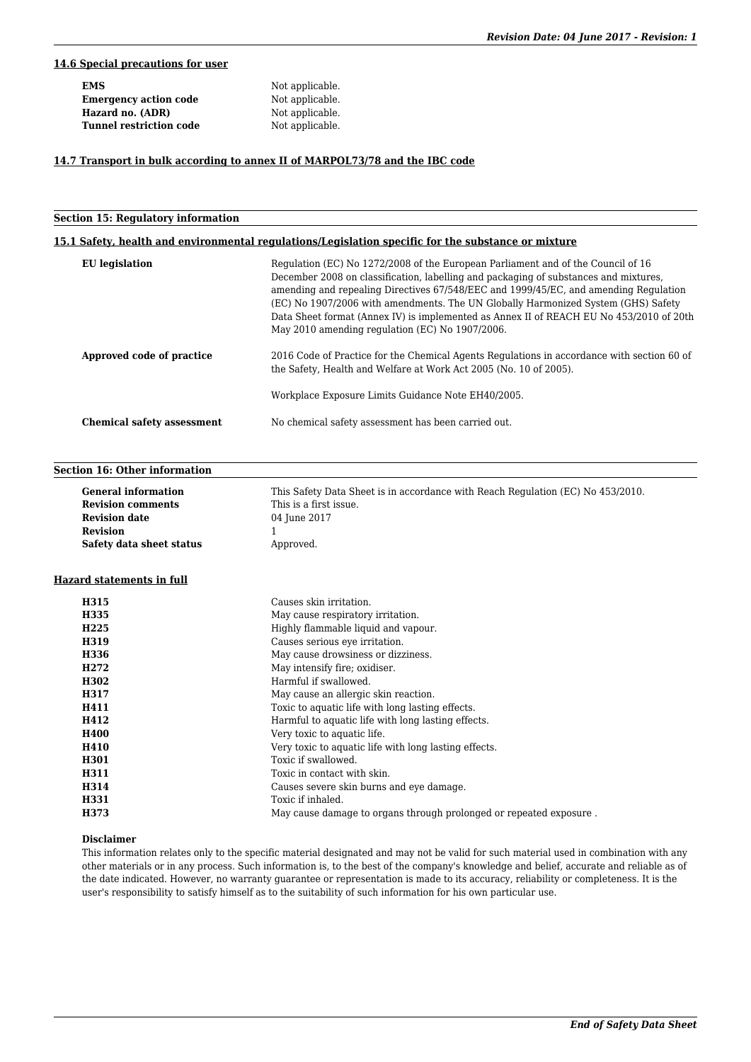### 14.6 Special precautions for user

| | |
|---|---|
| **EMS** | Not applicable. |
| **Emergency action code** | Not applicable. |
| **Hazard no. (ADR)** | Not applicable. |
| **Tunnel restriction code** | Not applicable. |

### 14.7 Transport in bulk according to annex II of MARPOL73/78 and the IBC code

## Section 15: Regulatory information

### 15.1 Safety, health and environmental regulations/Legislation specific for the substance or mixture

| | |
|---|---|
| **EU legislation** | Regulation (EC) No 1272/2008 of the European Parliament and of the Council of 16 December 2008 on classification, labelling and packaging of substances and mixtures, amending and repealing Directives 67/548/EEC and 1999/45/EC, and amending Regulation (EC) No 1907/2006 with amendments. The UN Globally Harmonized System (GHS) Safety Data Sheet format (Annex IV) is implemented as Annex II of REACH EU No 453/2010 of 20th May 2010 amending regulation (EC) No 1907/2006. |
| **Approved code of practice** | 2016 Code of Practice for the Chemical Agents Regulations in accordance with section 60 of the Safety, Health and Welfare at Work Act 2005 (No. 10 of 2005).<br><br>Workplace Exposure Limits Guidance Note EH40/2005. |
| **Chemical safety assessment** | No chemical safety assessment has been carried out. |

## Section 16: Other information

| | |
|---|---|
| **General information** | This Safety Data Sheet is in accordance with Reach Regulation (EC) No 453/2010. |
| **Revision comments** | This is a first issue. |
| **Revision date** | 04 June 2017 |
| **Revision** | 1 |
| **Safety data sheet status** | Approved. |

### Hazard statements in full

| | |
|---|---|
| **H315** | Causes skin irritation. |
| **H335** | May cause respiratory irritation. |
| **H225** | Highly flammable liquid and vapour. |
| **H319** | Causes serious eye irritation. |
| **H336** | May cause drowsiness or dizziness. |
| **H272** | May intensify fire; oxidiser. |
| **H302** | Harmful if swallowed. |
| **H317** | May cause an allergic skin reaction. |
| **H411** | Toxic to aquatic life with long lasting effects. |
| **H412** | Harmful to aquatic life with long lasting effects. |
| **H400** | Very toxic to aquatic life. |
| **H410** | Very toxic to aquatic life with long lasting effects. |
| **H301** | Toxic if swallowed. |
| **H311** | Toxic in contact with skin. |
| **H314** | Causes severe skin burns and eye damage. |
| **H331** | Toxic if inhaled. |
| **H373** | May cause damage to organs through prolonged or repeated exposure . |

**Disclaimer**

This information relates only to the specific material designated and may not be valid for such material used in combination with any other materials or in any process. Such information is, to the best of the company's knowledge and belief, accurate and reliable as of the date indicated. However, no warranty guarantee or representation is made to its accuracy, reliability or completeness. It is the user's responsibility to satisfy himself as to the suitability of such information for his own particular use.

***End of Safety Data Sheet***